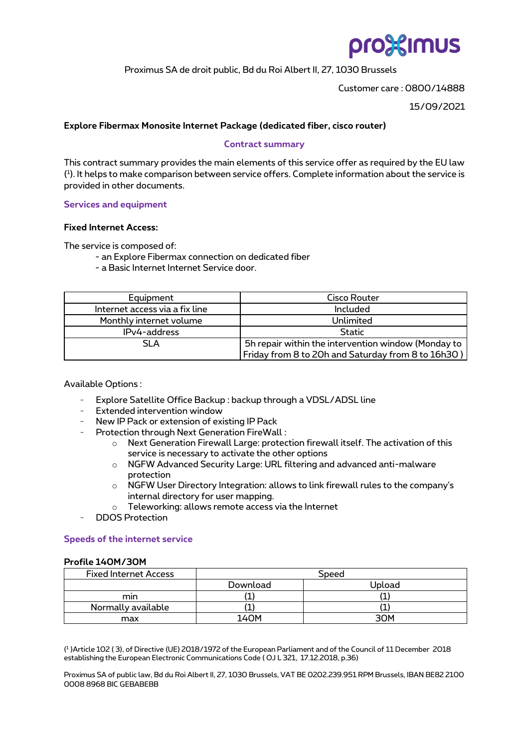proximus

Proximus SA de droit public, Bd du Roi Albert II, 27, 1030 Brussels

Customer care : 0800/14888

15/09/2021

**Explore Fibermax Monosite Internet Package (dedicated fiber, cisco router)**

## Contract summary

This contract summary provides the main elements of this service offer as required by the EU law ([1]). It helps to make comparison between service offers. Complete information about the service is provided in other documents.

## Services and equipment

**Fixed Internet Access:**

The service is composed of:

- an Explore Fibermax connection on dedicated fiber
- a Basic Internet Service door.

| Equipment | Cisco Router |
|---|---|
| Internet access via a fix line | Included |
| Monthly internet volume | Unlimited |
| IPv4-address | Static |
| SLA | 5h repair within the intervention window (Monday to Friday from 8 to 20h and Saturday from 8 to 16h30 ) |

Available Options :

- Explore Satellite Office Backup : backup through a VDSL/ADSL line
- Extended intervention window
- New IP Pack or extension of existing IP Pack
- Protection through Next Generation FireWall :
  - Next Generation Firewall Large: protection firewall itself. The activation of this service is necessary to activate the other options
  - NGFW Advanced Security Large: URL filtering and advanced anti-malware protection
  - NGFW User Directory Integration: allows to link firewall rules to the company's internal directory for user mapping.
  - Teleworking: allows remote access via the Internet
- DDOS Protection

## Speeds of the internet service

**Profile 140M/30M**

| Fixed Internet Access | Speed | |
|---|---|---|
| | Download | Upload |
| min | (1) | (1) |
| Normally available | (1) | (1) |
| max | 140M | 30M |

([1] )Article 102 ( 3), of Directive (UE) 2018/1972 of the European Parliament and of the Council of 11 December 2018 establishing the European Electronic Communications Code ( OJ L 321, 17.12.2018, p.36)

Proximus SA of public law, Bd du Roi Albert II, 27, 1030 Brussels, VAT BE 0202.239.951 RPM Brussels, IBAN BE82 2100 0008 8968 BIC GEBABEBB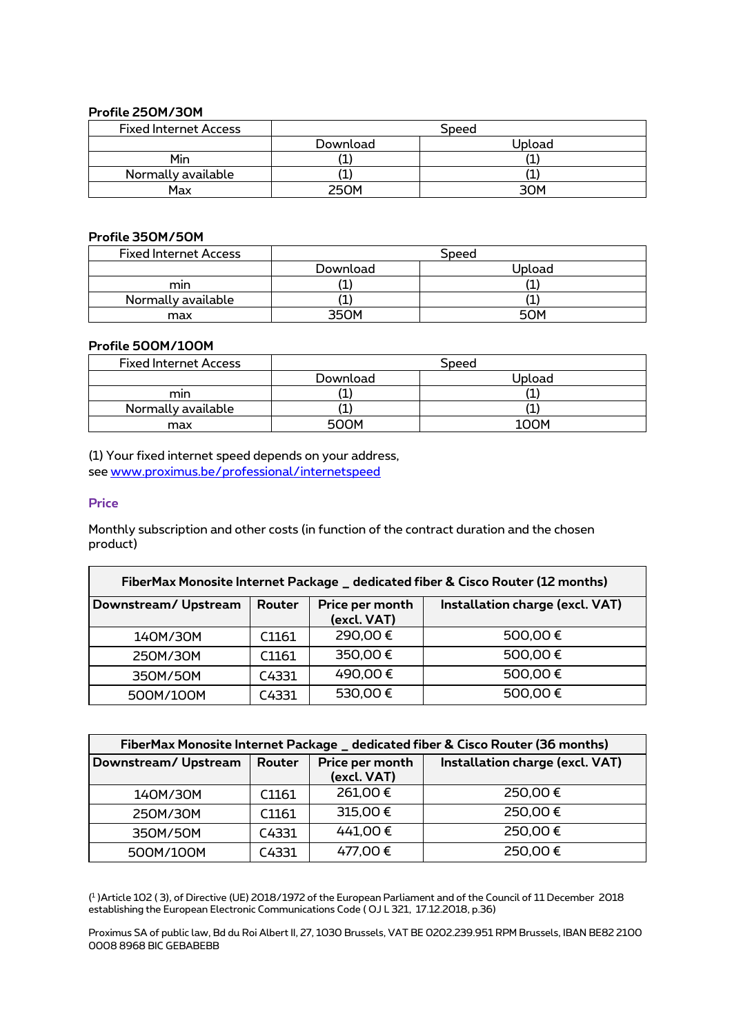**Profile 250M/30M**

| Fixed Internet Access | Speed | |
|---|---|---|
| | Download | Upload |
| Min | (1) | (1) |
| Normally available | (1) | (1) |
| Max | 250M | 30M |

**Profile 350M/50M**

| Fixed Internet Access | Speed | |
|---|---|---|
| | Download | Upload |
| min | (1) | (1) |
| Normally available | (1) | (1) |
| max | 350M | 50M |

**Profile 500M/100M**

| Fixed Internet Access | Speed | |
|---|---|---|
| | Download | Upload |
| min | (1) | (1) |
| Normally available | (1) | (1) |
| max | 500M | 100M |

(1) Your fixed internet speed depends on your address,
see www.proximus.be/professional/internetspeed

### Price

Monthly subscription and other costs (in function of the contract duration and the chosen product)

| FiberMax Monosite Internet Package _ dedicated fiber & Cisco Router (12 months) | | | |
|---|---|---|---|
| **Downstream/ Upstream** | **Router** | **Price per month (excl. VAT)** | **Installation charge (excl. VAT)** |
| 140M/30M | C1161 | 290,00 € | 500,00 € |
| 250M/30M | C1161 | 350,00 € | 500,00 € |
| 350M/50M | C4331 | 490,00 € | 500,00 € |
| 500M/100M | C4331 | 530,00 € | 500,00 € |

| FiberMax Monosite Internet Package _ dedicated fiber & Cisco Router (36 months) | | | |
|---|---|---|---|
| **Downstream/ Upstream** | **Router** | **Price per month (excl. VAT)** | **Installation charge (excl. VAT)** |
| 140M/30M | C1161 | 261,00 € | 250,00 € |
| 250M/30M | C1161 | 315,00 € | 250,00 € |
| 350M/50M | C4331 | 441,00 € | 250,00 € |
| 500M/100M | C4331 | 477,00 € | 250,00 € |

([1] )Article 102 ( 3), of Directive (UE) 2018/1972 of the European Parliament and of the Council of 11 December 2018 establishing the European Electronic Communications Code ( OJ L 321, 17.12.2018, p.36)

Proximus SA of public law, Bd du Roi Albert II, 27, 1030 Brussels, VAT BE 0202.239.951 RPM Brussels, IBAN BE82 2100 0008 8968 BIC GEBABEBB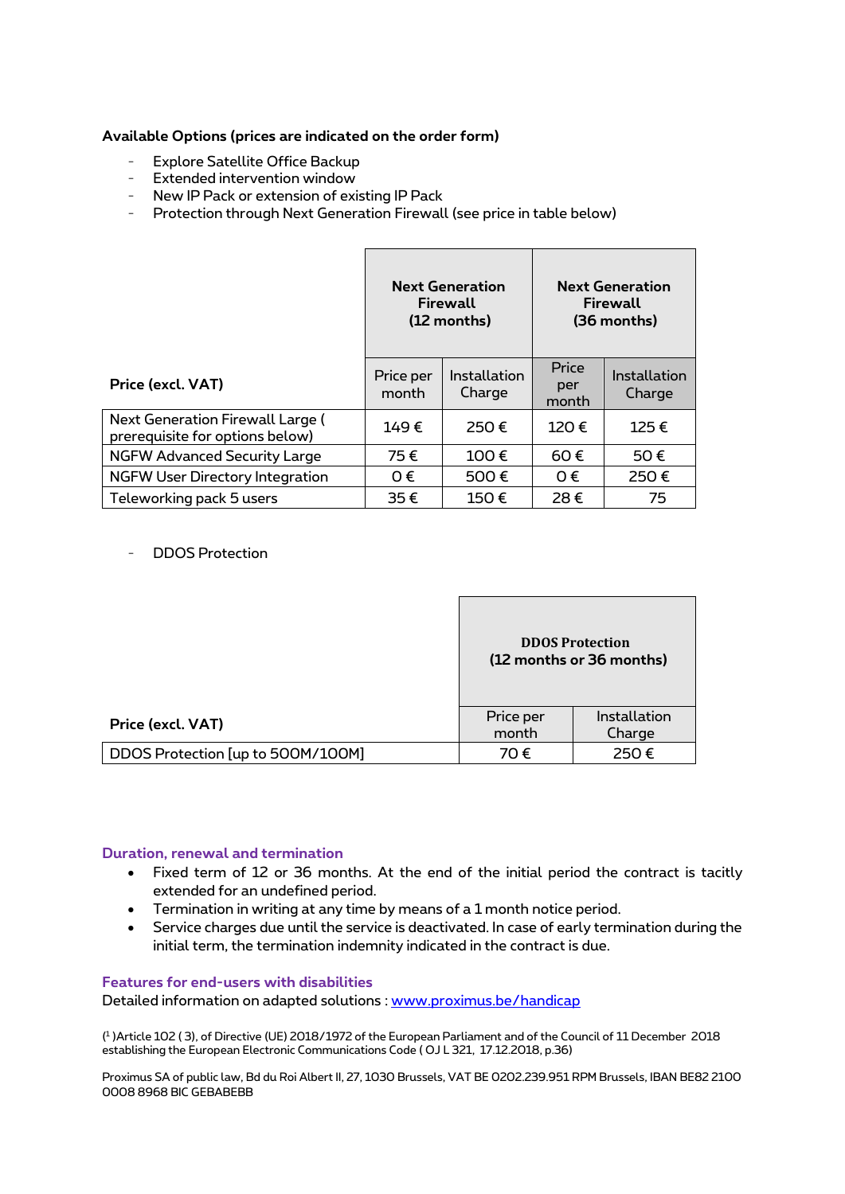**Available Options (prices are indicated on the order form)**

- Explore Satellite Office Backup
- Extended intervention window
- New IP Pack or extension of existing IP Pack
- Protection through Next Generation Firewall (see price in table below)

| Price (excl. VAT) | Next Generation Firewall (12 months) | | Next Generation Firewall (36 months) | |
|---|---|---|---|---|
| | Price per month | Installation Charge | Price per month | Installation Charge |
| Next Generation Firewall Large ( prerequisite for options below) | 149 € | 250 € | 120 € | 125 € |
| NGFW Advanced Security Large | 75 € | 100 € | 60 € | 50 € |
| NGFW User Directory Integration | 0 € | 500 € | 0 € | 250 € |
| Teleworking pack 5 users | 35 € | 150 € | 28 € | 75 |

- DDOS Protection

| Price (excl. VAT) | DDOS Protection (12 months or 36 months) | |
|---|---|---|
| | Price per month | Installation Charge |
| DDOS Protection [up to 500M/100M] | 70 € | 250 € |

## Duration, renewal and termination

- Fixed term of 12 or 36 months. At the end of the initial period the contract is tacitly extended for an undefined period.
- Termination in writing at any time by means of a 1 month notice period.
- Service charges due until the service is deactivated. In case of early termination during the initial term, the termination indemnity indicated in the contract is due.

## Features for end-users with disabilities

Detailed information on adapted solutions : www.proximus.be/handicap

([1] )Article 102 ( 3), of Directive (UE) 2018/1972 of the European Parliament and of the Council of 11 December 2018 establishing the European Electronic Communications Code ( OJ L 321, 17.12.2018, p.36)

Proximus SA of public law, Bd du Roi Albert II, 27, 1030 Brussels, VAT BE 0202.239.951 RPM Brussels, IBAN BE82 2100 0008 8968 BIC GEBABEBB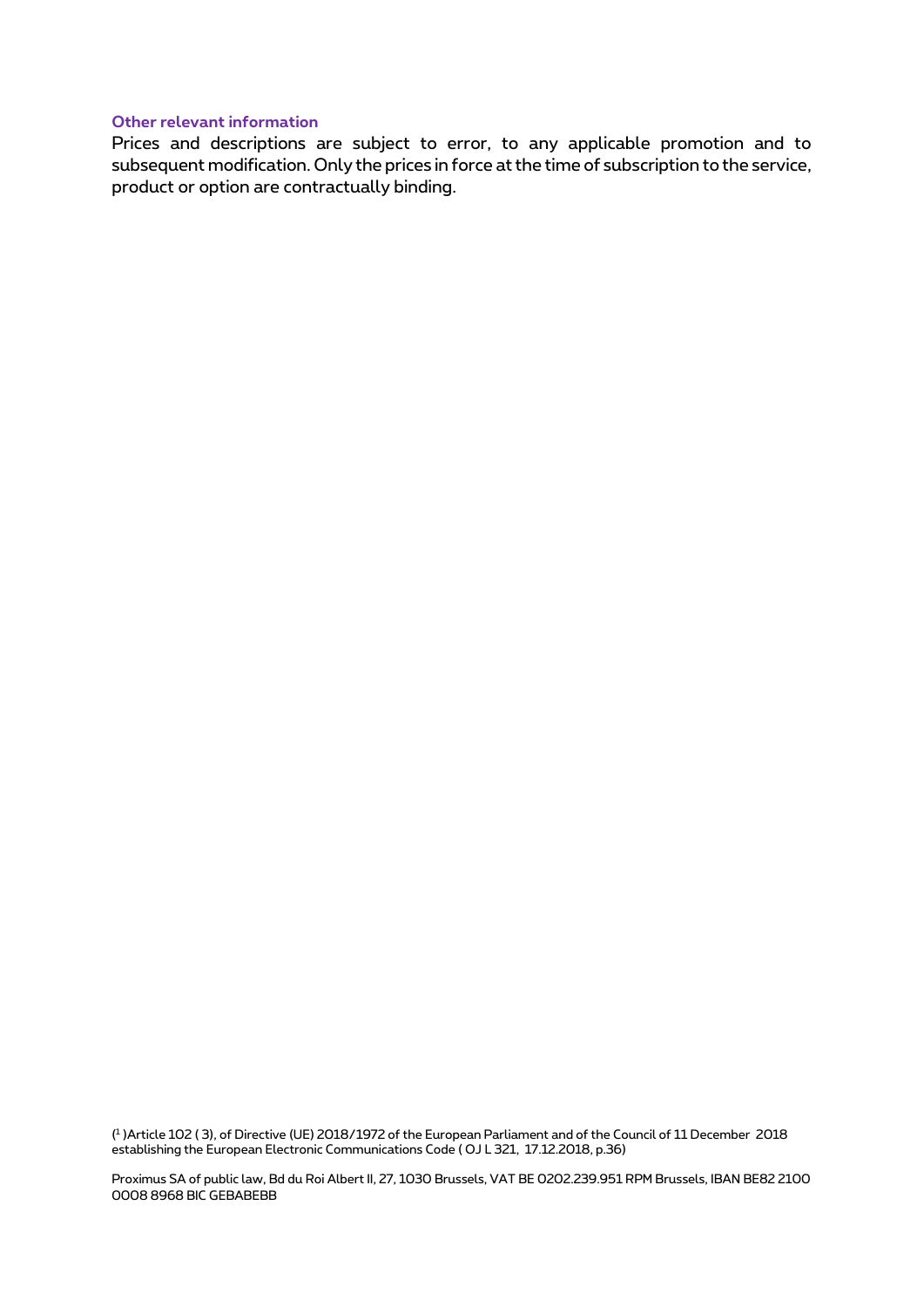### Other relevant information

Prices and descriptions are subject to error, to any applicable promotion and to subsequent modification. Only the prices in force at the time of subscription to the service, product or option are contractually binding.

([1] )Article 102 ( 3), of Directive (UE) 2018/1972 of the European Parliament and of the Council of 11 December 2018 establishing the European Electronic Communications Code ( OJ L 321, 17.12.2018, p.36)

Proximus SA of public law, Bd du Roi Albert II, 27, 1030 Brussels, VAT BE 0202.239.951 RPM Brussels, IBAN BE82 2100 0008 8968 BIC GEBABEBB